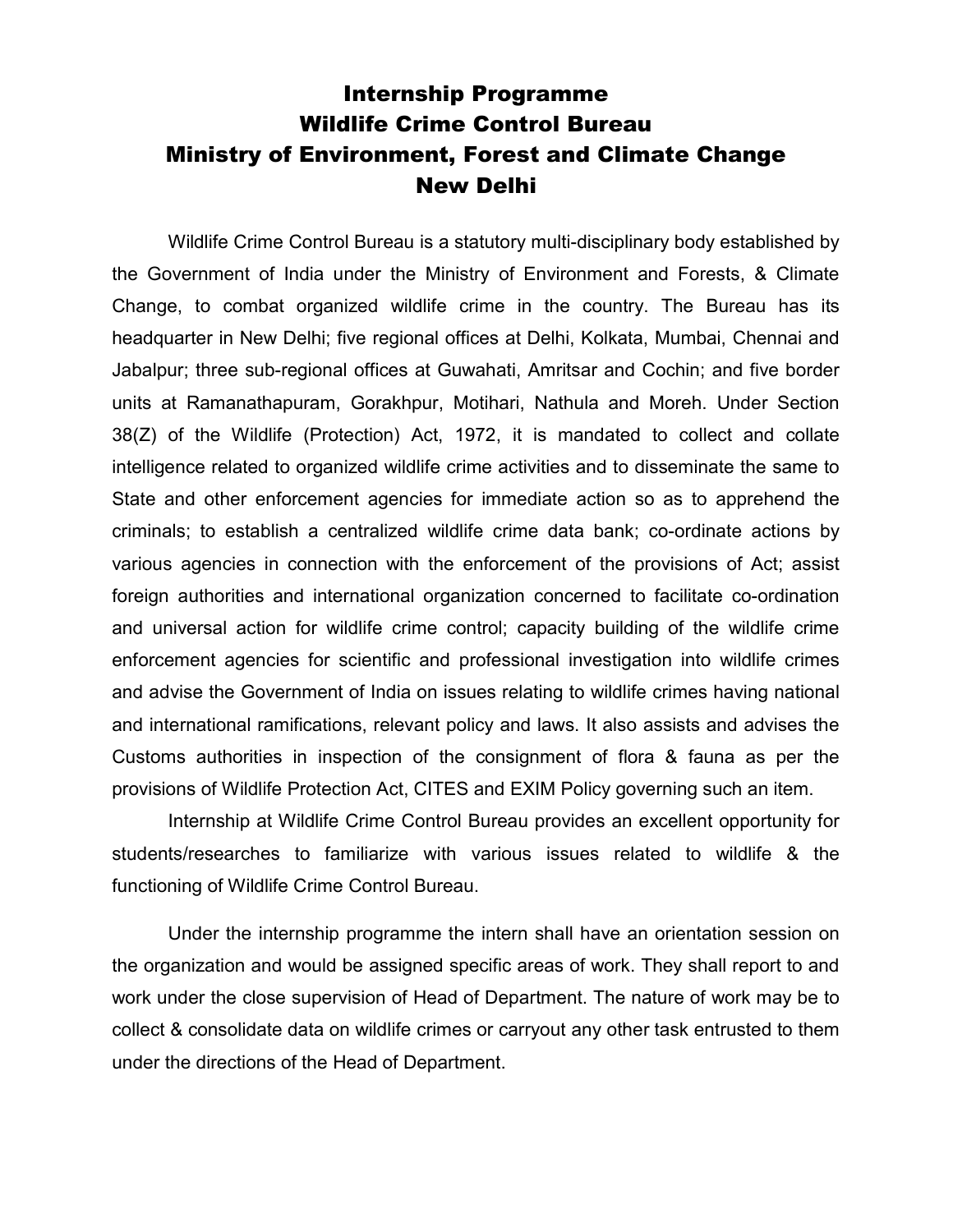# Internship Programme
# Wildlife Crime Control Bureau
# Ministry of Environment, Forest and Climate Change
# New Delhi

Wildlife Crime Control Bureau is a statutory multi-disciplinary body established by the Government of India under the Ministry of Environment and Forests, & Climate Change, to combat organized wildlife crime in the country. The Bureau has its headquarter in New Delhi; five regional offices at Delhi, Kolkata, Mumbai, Chennai and Jabalpur; three sub-regional offices at Guwahati, Amritsar and Cochin; and five border units at Ramanathapuram, Gorakhpur, Motihari, Nathula and Moreh. Under Section 38(Z) of the Wildlife (Protection) Act, 1972, it is mandated to collect and collate intelligence related to organized wildlife crime activities and to disseminate the same to State and other enforcement agencies for immediate action so as to apprehend the criminals; to establish a centralized wildlife crime data bank; co-ordinate actions by various agencies in connection with the enforcement of the provisions of Act; assist foreign authorities and international organization concerned to facilitate co-ordination and universal action for wildlife crime control; capacity building of the wildlife crime enforcement agencies for scientific and professional investigation into wildlife crimes and advise the Government of India on issues relating to wildlife crimes having national and international ramifications, relevant policy and laws. It also assists and advises the Customs authorities in inspection of the consignment of flora & fauna as per the provisions of Wildlife Protection Act, CITES and EXIM Policy governing such an item.

Internship at Wildlife Crime Control Bureau provides an excellent opportunity for students/researches to familiarize with various issues related to wildlife & the functioning of Wildlife Crime Control Bureau.

Under the internship programme the intern shall have an orientation session on the organization and would be assigned specific areas of work. They shall report to and work under the close supervision of Head of Department. The nature of work may be to collect & consolidate data on wildlife crimes or carryout any other task entrusted to them under the directions of the Head of Department.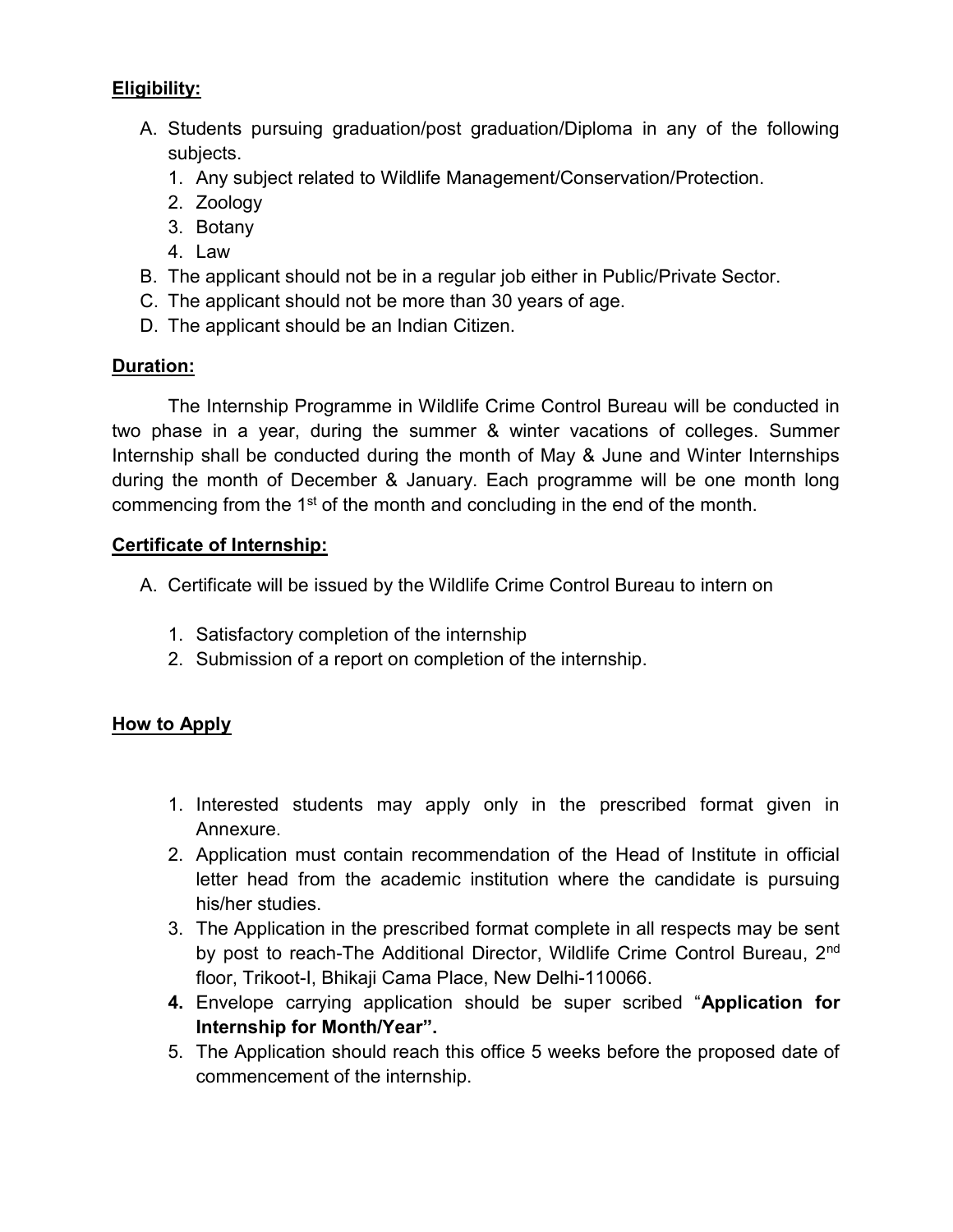**Eligibility:**

A. Students pursuing graduation/post graduation/Diploma in any of the following subjects.
   1. Any subject related to Wildlife Management/Conservation/Protection.
   2. Zoology
   3. Botany
   4. Law

B. The applicant should not be in a regular job either in Public/Private Sector.

C. The applicant should not be more than 30 years of age.

D. The applicant should be an Indian Citizen.

**Duration:**

The Internship Programme in Wildlife Crime Control Bureau will be conducted in two phase in a year, during the summer & winter vacations of colleges. Summer Internship shall be conducted during the month of May & June and Winter Internships during the month of December & January. Each programme will be one month long commencing from the 1st of the month and concluding in the end of the month.

**Certificate of Internship:**

A. Certificate will be issued by the Wildlife Crime Control Bureau to intern on

   1. Satisfactory completion of the internship
   2. Submission of a report on completion of the internship.

**How to Apply**

1. Interested students may apply only in the prescribed format given in Annexure.
2. Application must contain recommendation of the Head of Institute in official letter head from the academic institution where the candidate is pursuing his/her studies.
3. The Application in the prescribed format complete in all respects may be sent by post to reach-The Additional Director, Wildlife Crime Control Bureau, 2nd floor, Trikoot-I, Bhikaji Cama Place, New Delhi-110066.
4. Envelope carrying application should be super scribed "**Application for Internship for Month/Year".**
5. The Application should reach this office 5 weeks before the proposed date of commencement of the internship.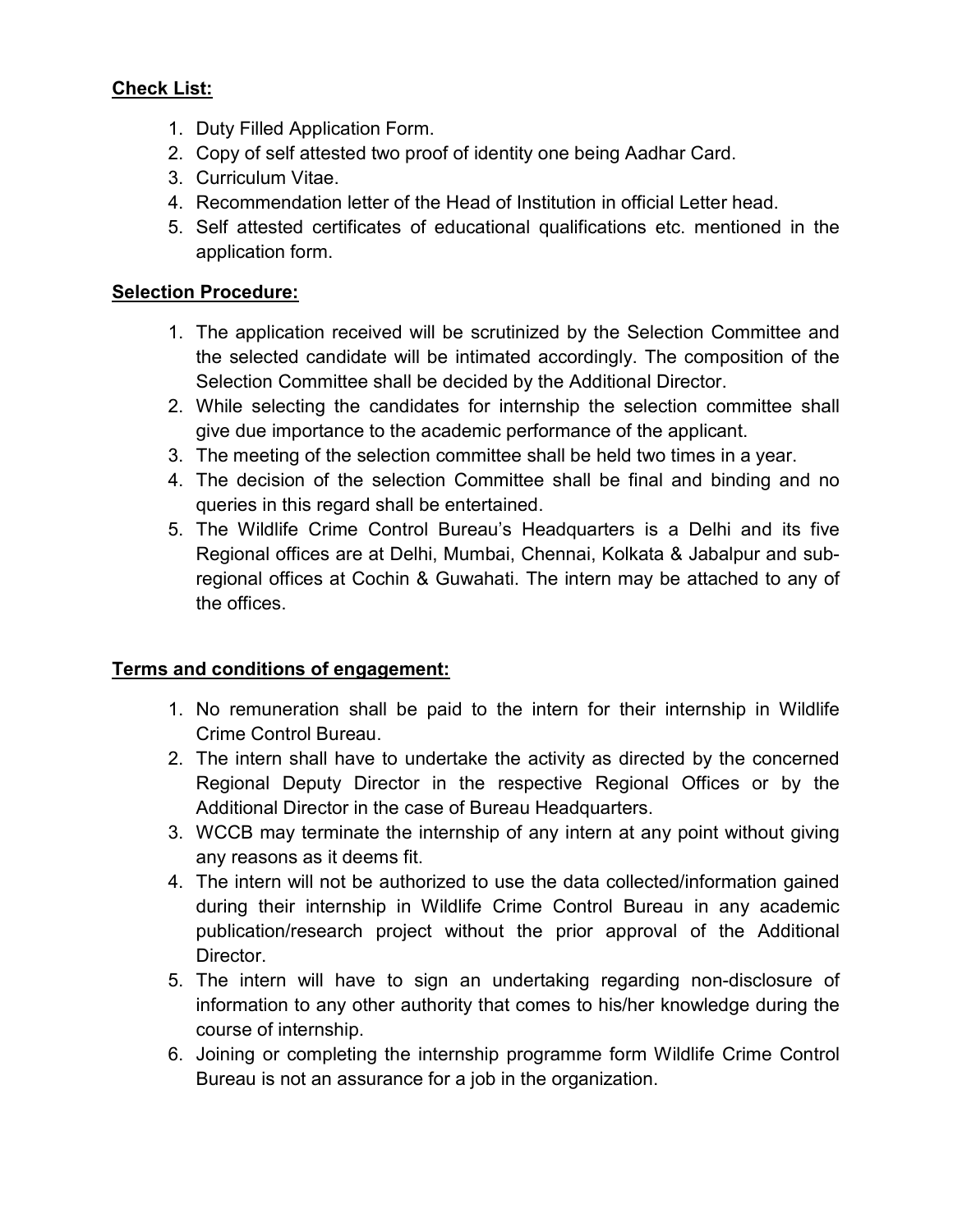**Check List:**

1. Duty Filled Application Form.
2. Copy of self attested two proof of identity one being Aadhar Card.
3. Curriculum Vitae.
4. Recommendation letter of the Head of Institution in official Letter head.
5. Self attested certificates of educational qualifications etc. mentioned in the application form.

**Selection Procedure:**

1. The application received will be scrutinized by the Selection Committee and the selected candidate will be intimated accordingly. The composition of the Selection Committee shall be decided by the Additional Director.
2. While selecting the candidates for internship the selection committee shall give due importance to the academic performance of the applicant.
3. The meeting of the selection committee shall be held two times in a year.
4. The decision of the selection Committee shall be final and binding and no queries in this regard shall be entertained.
5. The Wildlife Crime Control Bureau's Headquarters is a Delhi and its five Regional offices are at Delhi, Mumbai, Chennai, Kolkata & Jabalpur and sub-regional offices at Cochin & Guwahati. The intern may be attached to any of the offices.

**Terms and conditions of engagement:**

1. No remuneration shall be paid to the intern for their internship in Wildlife Crime Control Bureau.
2. The intern shall have to undertake the activity as directed by the concerned Regional Deputy Director in the respective Regional Offices or by the Additional Director in the case of Bureau Headquarters.
3. WCCB may terminate the internship of any intern at any point without giving any reasons as it deems fit.
4. The intern will not be authorized to use the data collected/information gained during their internship in Wildlife Crime Control Bureau in any academic publication/research project without the prior approval of the Additional Director.
5. The intern will have to sign an undertaking regarding non-disclosure of information to any other authority that comes to his/her knowledge during the course of internship.
6. Joining or completing the internship programme form Wildlife Crime Control Bureau is not an assurance for a job in the organization.